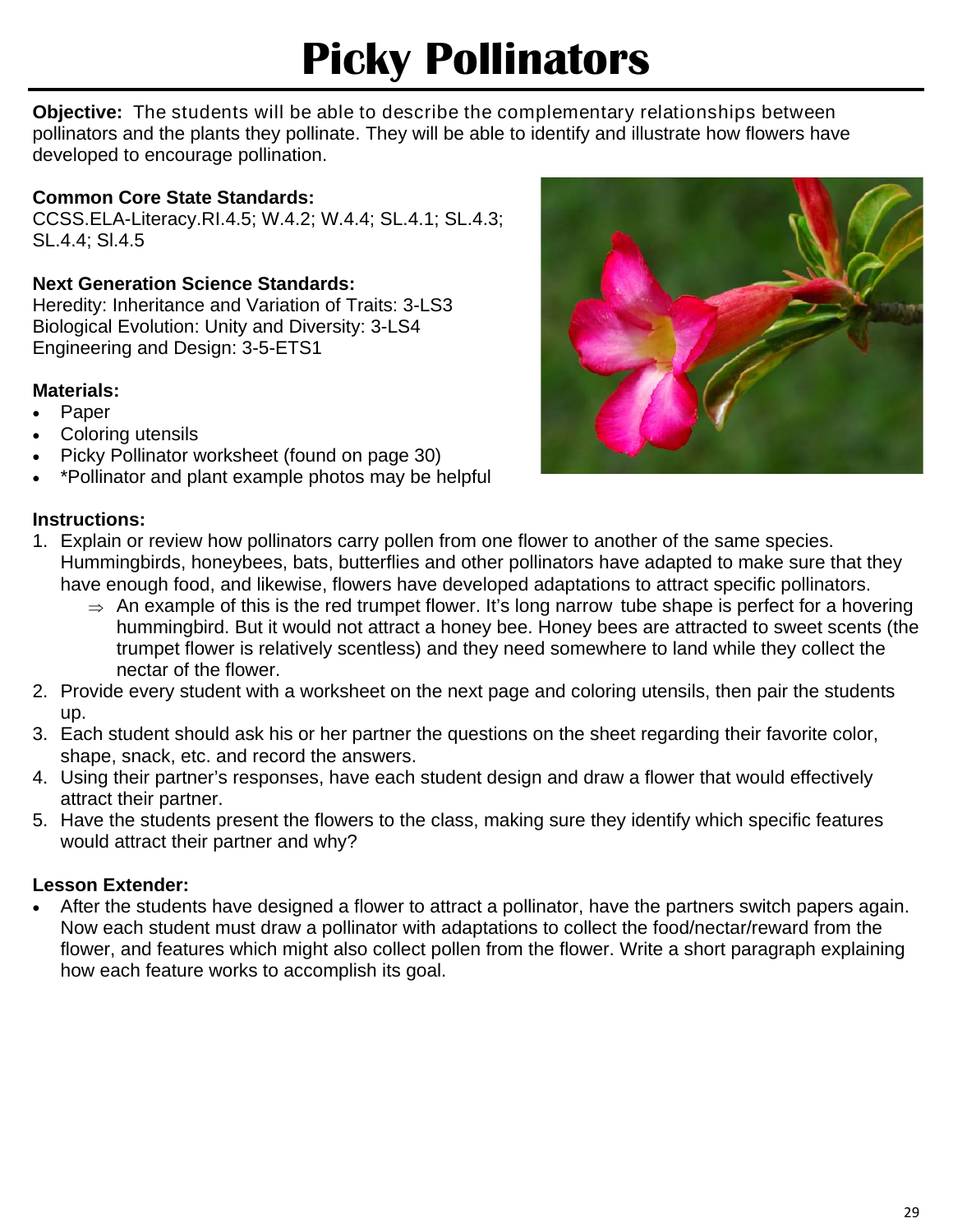# Picky Pollinators

**Objective:** The students will be able to describe the complementary relationships between pollinators and the plants they pollinate. They will be able to identify and illustrate how flowers have developed to encourage pollination.

**Common Core State Standards:**
CCSS.ELA-Literacy.RI.4.5; W.4.2; W.4.4; SL.4.1; SL.4.3; SL.4.4; Sl.4.5

**Next Generation Science Standards:**
Heredity: Inheritance and Variation of Traits: 3-LS3
Biological Evolution: Unity and Diversity: 3-LS4
Engineering and Design: 3-5-ETS1

**Materials:**

- Paper
- Coloring utensils
- Picky Pollinator worksheet (found on page 30)
- *Pollinator and plant example photos may be helpful

**Instructions:**

1. Explain or review how pollinators carry pollen from one flower to another of the same species. Hummingbirds, honeybees, bats, butterflies and other pollinators have adapted to make sure that they have enough food, and likewise, flowers have developed adaptations to attract specific pollinators.
   - ⇒ An example of this is the red trumpet flower. It's long narrow tube shape is perfect for a hovering hummingbird. But it would not attract a honey bee. Honey bees are attracted to sweet scents (the trumpet flower is relatively scentless) and they need somewhere to land while they collect the nectar of the flower.
2. Provide every student with a worksheet on the next page and coloring utensils, then pair the students up.
3. Each student should ask his or her partner the questions on the sheet regarding their favorite color, shape, snack, etc. and record the answers.
4. Using their partner's responses, have each student design and draw a flower that would effectively attract their partner.
5. Have the students present the flowers to the class, making sure they identify which specific features would attract their partner and why?

**Lesson Extender:**

- After the students have designed a flower to attract a pollinator, have the partners switch papers again. Now each student must draw a pollinator with adaptations to collect the food/nectar/reward from the flower, and features which might also collect pollen from the flower. Write a short paragraph explaining how each feature works to accomplish its goal.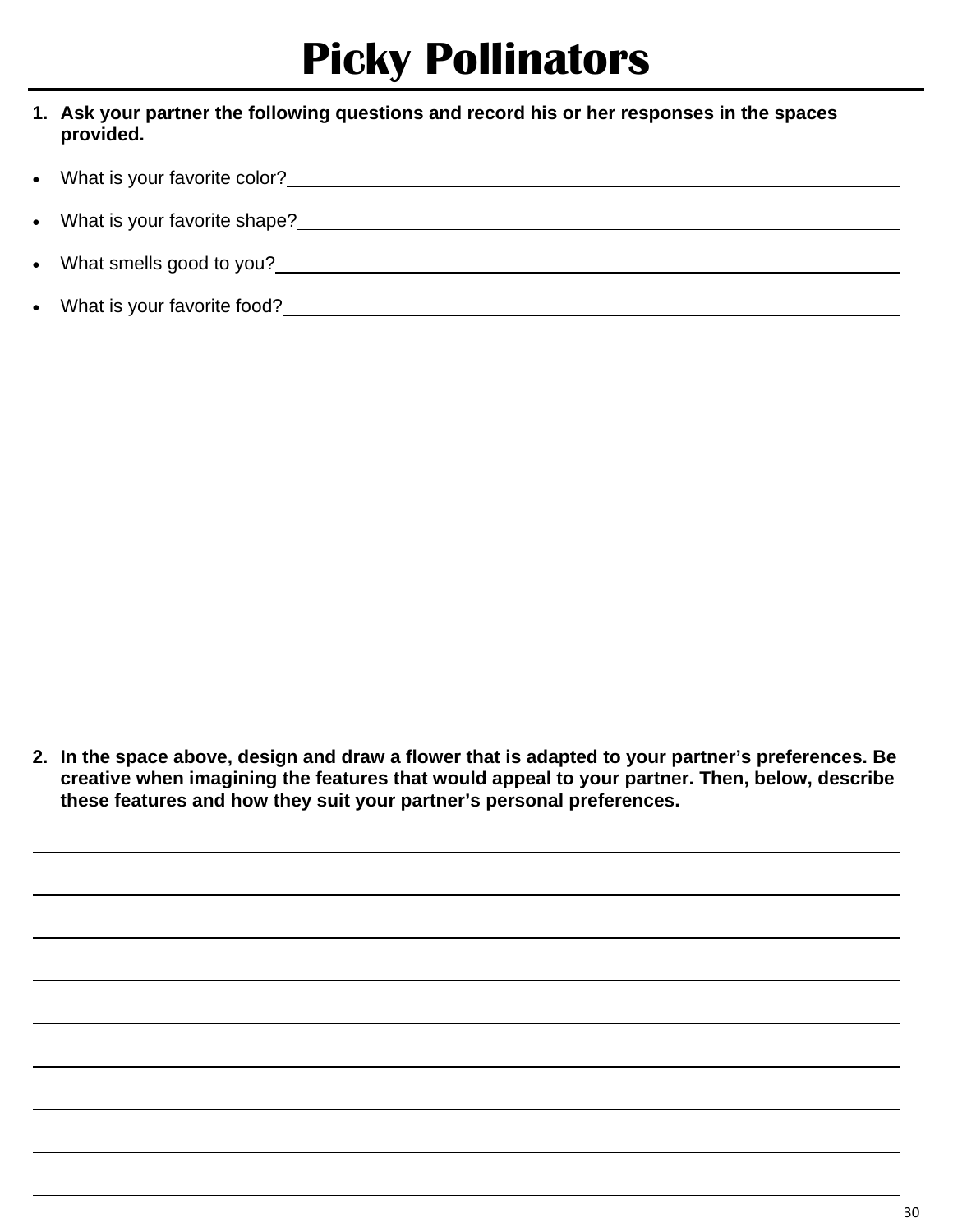# Picky Pollinators

1. **Ask your partner the following questions and record his or her responses in the spaces provided.**

- What is your favorite color?\_\_\_\_\_\_\_\_\_\_\_\_\_\_\_\_\_\_\_\_\_\_\_\_\_\_\_\_\_\_\_\_\_\_\_\_\_\_\_\_
- What is your favorite shape?\_\_\_\_\_\_\_\_\_\_\_\_\_\_\_\_\_\_\_\_\_\_\_\_\_\_\_\_\_\_\_\_\_\_\_\_\_\_\_\_
- What smells good to you?\_\_\_\_\_\_\_\_\_\_\_\_\_\_\_\_\_\_\_\_\_\_\_\_\_\_\_\_\_\_\_\_\_\_\_\_\_\_\_\_
- What is your favorite food?\_\_\_\_\_\_\_\_\_\_\_\_\_\_\_\_\_\_\_\_\_\_\_\_\_\_\_\_\_\_\_\_\_\_\_\_\_\_\_\_

2. **In the space above, design and draw a flower that is adapted to your partner's preferences. Be creative when imagining the features that would appeal to your partner. Then, below, describe these features and how they suit your partner's personal preferences.**

\_\_\_\_\_\_\_\_\_\_\_\_\_\_\_\_\_\_\_\_\_\_\_\_\_\_\_\_\_\_\_\_\_\_\_\_\_\_\_\_\_\_\_\_\_\_\_\_\_\_\_\_\_\_\_\_\_\_\_\_\_\_\_\_\_\_\_\_\_\_\_\_

\_\_\_\_\_\_\_\_\_\_\_\_\_\_\_\_\_\_\_\_\_\_\_\_\_\_\_\_\_\_\_\_\_\_\_\_\_\_\_\_\_\_\_\_\_\_\_\_\_\_\_\_\_\_\_\_\_\_\_\_\_\_\_\_\_\_\_\_\_\_\_\_

\_\_\_\_\_\_\_\_\_\_\_\_\_\_\_\_\_\_\_\_\_\_\_\_\_\_\_\_\_\_\_\_\_\_\_\_\_\_\_\_\_\_\_\_\_\_\_\_\_\_\_\_\_\_\_\_\_\_\_\_\_\_\_\_\_\_\_\_\_\_\_\_

\_\_\_\_\_\_\_\_\_\_\_\_\_\_\_\_\_\_\_\_\_\_\_\_\_\_\_\_\_\_\_\_\_\_\_\_\_\_\_\_\_\_\_\_\_\_\_\_\_\_\_\_\_\_\_\_\_\_\_\_\_\_\_\_\_\_\_\_\_\_\_\_

\_\_\_\_\_\_\_\_\_\_\_\_\_\_\_\_\_\_\_\_\_\_\_\_\_\_\_\_\_\_\_\_\_\_\_\_\_\_\_\_\_\_\_\_\_\_\_\_\_\_\_\_\_\_\_\_\_\_\_\_\_\_\_\_\_\_\_\_\_\_\_\_

\_\_\_\_\_\_\_\_\_\_\_\_\_\_\_\_\_\_\_\_\_\_\_\_\_\_\_\_\_\_\_\_\_\_\_\_\_\_\_\_\_\_\_\_\_\_\_\_\_\_\_\_\_\_\_\_\_\_\_\_\_\_\_\_\_\_\_\_\_\_\_\_

\_\_\_\_\_\_\_\_\_\_\_\_\_\_\_\_\_\_\_\_\_\_\_\_\_\_\_\_\_\_\_\_\_\_\_\_\_\_\_\_\_\_\_\_\_\_\_\_\_\_\_\_\_\_\_\_\_\_\_\_\_\_\_\_\_\_\_\_\_\_\_\_

\_\_\_\_\_\_\_\_\_\_\_\_\_\_\_\_\_\_\_\_\_\_\_\_\_\_\_\_\_\_\_\_\_\_\_\_\_\_\_\_\_\_\_\_\_\_\_\_\_\_\_\_\_\_\_\_\_\_\_\_\_\_\_\_\_\_\_\_\_\_\_\_

\_\_\_\_\_\_\_\_\_\_\_\_\_\_\_\_\_\_\_\_\_\_\_\_\_\_\_\_\_\_\_\_\_\_\_\_\_\_\_\_\_\_\_\_\_\_\_\_\_\_\_\_\_\_\_\_\_\_\_\_\_\_\_\_\_\_\_\_\_\_\_\_